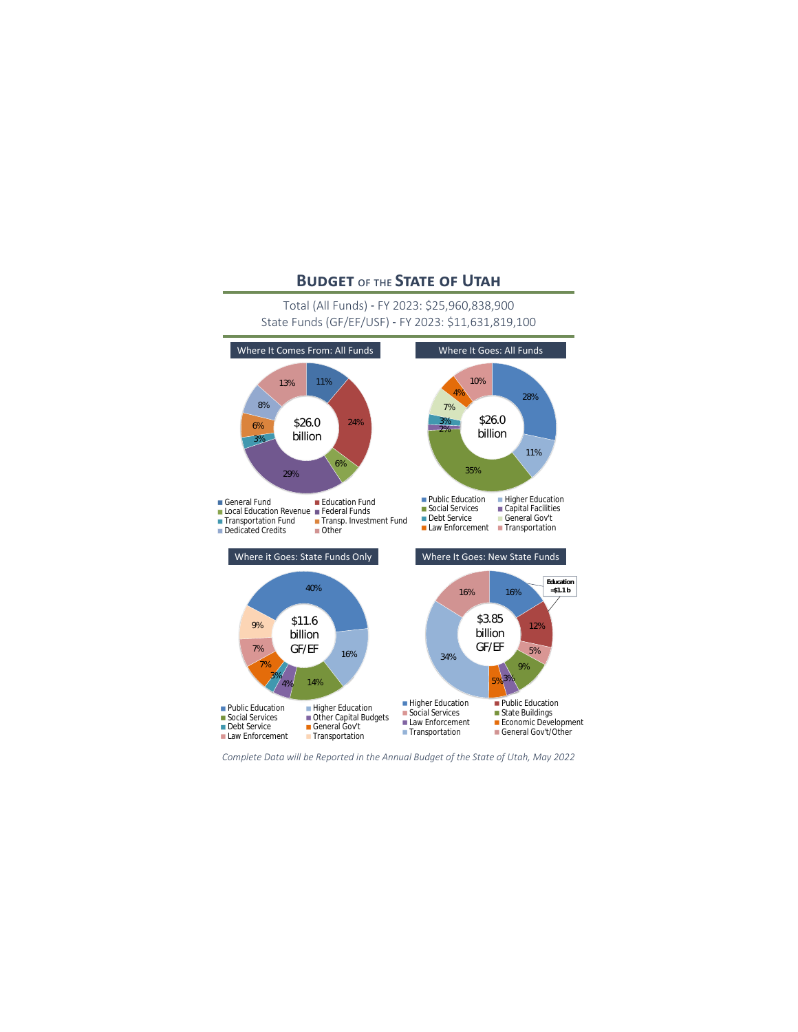# Budget of the State of Utah

Total (All Funds) - FY 2023: $25,960,838,900

State Funds (GF/EF/USF) - FY 2023: $11,631,819,100

## Where It Comes From: All Funds

$26.0 billion

| Source | Share |
|---|---|
| General Fund | 11% |
| Education Fund | 24% |
| Local Education Revenue | 6% |
| Federal Funds | 29% |
| Transportation Fund | 3% |
| Transp. Investment Fund | 6% |
| Dedicated Credits | 8% |
| Other | 13% |

## Where It Goes: All Funds

$26.0 billion

| Category | Share |
|---|---|
| Public Education | 28% |
| Higher Education | 11% |
| Social Services | 35% |
| Capital Facilities | 2% |
| Debt Service | 3% |
| General Gov't | 7% |
| Law Enforcement | 4% |
| Transportation | 10% |

## Where it Goes: State Funds Only

$11.6 billion GF/EF

| Category | Share |
|---|---|
| Public Education | 40% |
| Higher Education | 16% |
| Social Services | 14% |
| Other Capital Budgets | 4% |
| Debt Service | 3% |
| General Gov't | 7% |
| Law Enforcement | 7% |
| Transportation | 9% |

## Where It Goes: New State Funds

$3.85 billion GF/EF

Education ≈$1.1b

| Category | Share |
|---|---|
| Higher Education | 16% |
| Public Education | 12% |
| Social Services | 5% |
| State Buildings | 9% |
| Law Enforcement | 3% |
| Economic Development | 5% |
| Transportation | 34% |
| General Gov't/Other | 16% |

*Complete Data will be Reported in the Annual Budget of the State of Utah, May 2022*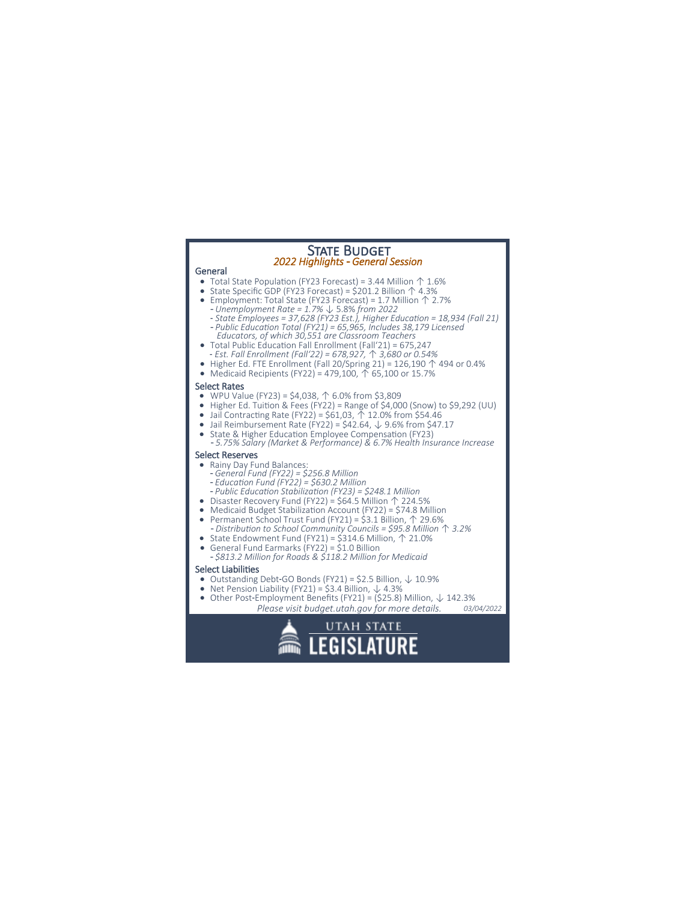# State Budget

## *2022 Highlights - General Session*

### General

- Total State Population (FY23 Forecast) = 3.44 Million ↑ 1.6%
- State Specific GDP (FY23 Forecast) = $201.2 Billion ↑ 4.3%
- Employment: Total State (FY23 Forecast) = 1.7 Million ↑ 2.7%
  - *Unemployment Rate = 1.7% ↓ 5.8% from 2022*
  - *State Employees = 37,628 (FY23 Est.), Higher Education = 18,934 (Fall 21)*
  - *Public Education Total (FY21) = 65,965, Includes 38,179 Licensed Educators, of which 30,551 are Classroom Teachers*
- Total Public Education Fall Enrollment (Fall'21) = 675,247
  - *Est. Fall Enrollment (Fall'22) = 678,927, ↑ 3,680 or 0.54%*
- Higher Ed. FTE Enrollment (Fall 20/Spring 21) = 126,190 ↑ 494 or 0.4%
- Medicaid Recipients (FY22) = 479,100, ↑ 65,100 or 15.7%

### Select Rates

- WPU Value (FY23) = $4,038, ↑ 6.0% from $3,809
- Higher Ed. Tuition & Fees (FY22) = Range of $4,000 (Snow) to $9,292 (UU)
- Jail Contracting Rate (FY22) = $61,03, ↑ 12.0% from $54.46
- Jail Reimbursement Rate (FY22) = $42.64, ↓ 9.6% from $47.17
- State & Higher Education Employee Compensation (FY23)
  - *5.75% Salary (Market & Performance) & 6.7% Health Insurance Increase*

### Select Reserves

- Rainy Day Fund Balances:
  - *General Fund (FY22) = $256.8 Million*
  - *Education Fund (FY22) = $630.2 Million*
  - *Public Education Stabilization (FY23) = $248.1 Million*
- Disaster Recovery Fund (FY22) = $64.5 Million ↑ 224.5%
- Medicaid Budget Stabilization Account (FY22) = $74.8 Million
- Permanent School Trust Fund (FY21) = $3.1 Billion, ↑ 29.6%
  - *Distribution to School Community Councils = $95.8 Million ↑ 3.2%*
- State Endowment Fund (FY21) = $314.6 Million, ↑ 21.0%
- General Fund Earmarks (FY22) = $1.0 Billion
  - *$813.2 Million for Roads & $118.2 Million for Medicaid*

### Select Liabilities

- Outstanding Debt-GO Bonds (FY21) = $2.5 Billion, ↓ 10.9%
- Net Pension Liability (FY21) = $3.4 Billion, ↓ 4.3%
- Other Post-Employment Benefits (FY21) = ($25.8) Million, ↓ 142.3%

*Please visit budget.utah.gov for more details.* *03/04/2022*

UTAH STATE LEGISLATURE